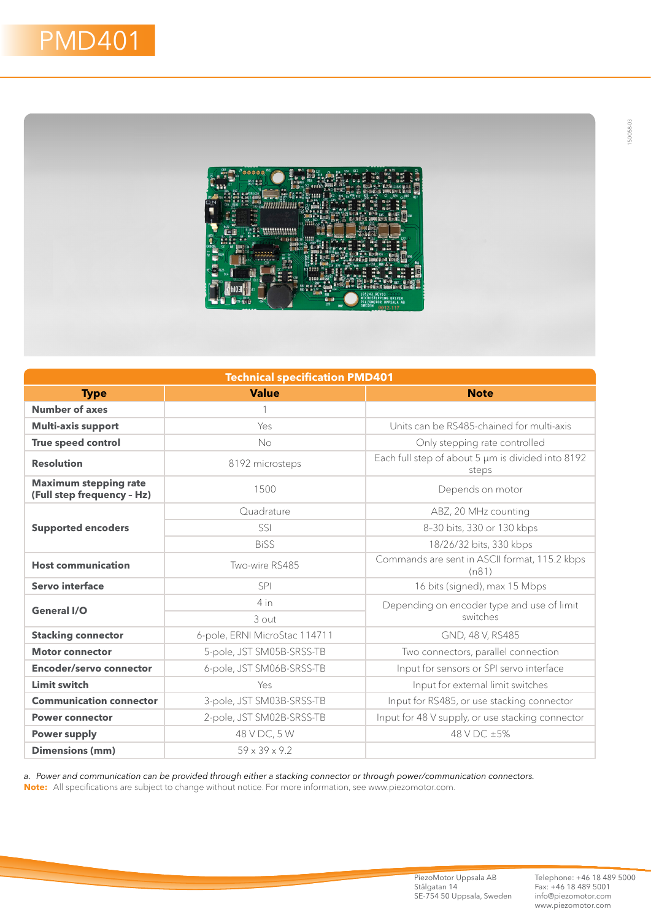# PMD401

| Technical specification PMD401 | | |
|---|---|---|
| **Type** | **Value** | **Note** |
| **Number of axes** | 1 | |
| **Multi-axis support** | Yes | Units can be RS485-chained for multi-axis |
| **True speed control** | No | Only stepping rate controlled |
| **Resolution** | 8192 microsteps | Each full step of about 5 µm is divided into 8192 steps |
| **Maximum stepping rate (Full step frequency – Hz)** | 1500 | Depends on motor |
| **Supported encoders** | Quadrature | ABZ, 20 MHz counting |
| | SSI | 8-30 bits, 330 or 130 kbps |
| | BiSS | 18/26/32 bits, 330 kbps |
| **Host communication** | Two-wire RS485 | Commands are sent in ASCII format, 115.2 kbps (n81) |
| **Servo interface** | SPI | 16 bits (signed), max 15 Mbps |
| **General I/O** | 4 in | Depending on encoder type and use of limit switches |
| | 3 out | |
| **Stacking connector** | 6-pole, ERNI MicroStac 114711 | GND, 48 V, RS485 |
| **Motor connector** | 5-pole, JST SM05B-SRSS-TB | Two connectors, parallel connection |
| **Encoder/servo connector** | 6-pole, JST SM06B-SRSS-TB | Input for sensors or SPI servo interface |
| **Limit switch** | Yes | Input for external limit switches |
| **Communication connector** | 3-pole, JST SM03B-SRSS-TB | Input for RS485, or use stacking connector |
| **Power connector** | 2-pole, JST SM02B-SRSS-TB | Input for 48 V supply, or use stacking connector |
| **Power supply** | 48 V DC, 5 W | 48 V DC ±5% |
| **Dimensions (mm)** | 59 x 39 x 9.2 | |

*a. Power and communication can be provided through either a stacking connector or through power/communication connectors.*

**Note:** All specifications are subject to change without notice. For more information, see www.piezomotor.com.

PiezoMotor Uppsala AB
Stålgatan 14
SE-754 50 Uppsala, Sweden

Telephone: +46 18 489 5000
Fax: +46 18 489 5001
info@piezomotor.com
www.piezomotor.com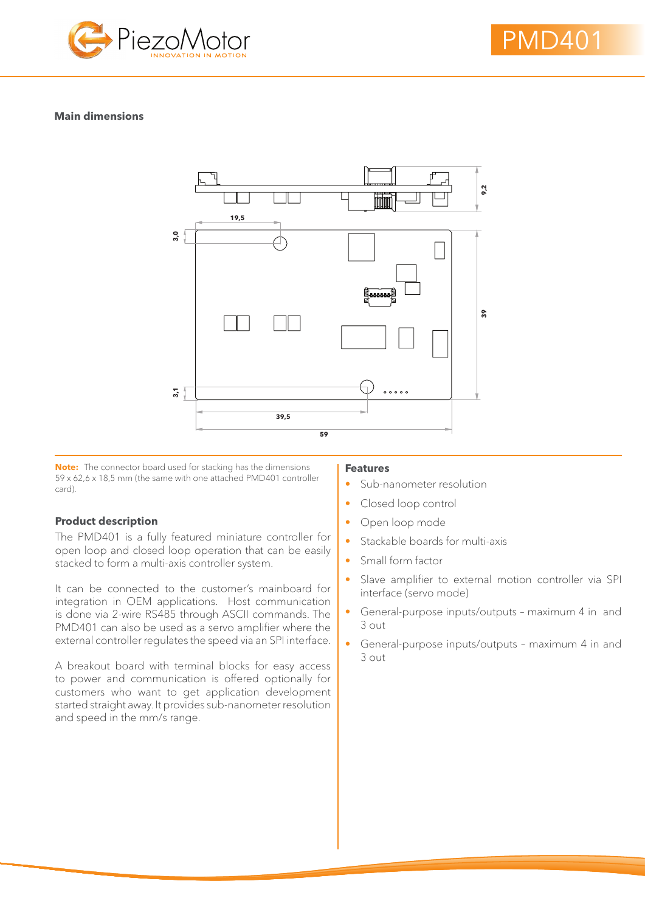## Main dimensions

9,2

19,5

3,0

39

3,1

39,5

59

**Note:** The connector board used for stacking has the dimensions 59 x 62,6 x 18,5 mm (the same with one attached PMD401 controller card).

### Product description

The PMD401 is a fully featured miniature controller for open loop and closed loop operation that can be easily stacked to form a multi-axis controller system.

It can be connected to the customer's mainboard for integration in OEM applications. Host communication is done via 2-wire RS485 through ASCII commands. The PMD401 can also be used as a servo amplifier where the external controller regulates the speed via an SPI interface.

A breakout board with terminal blocks for easy access to power and communication is offered optionally for customers who want to get application development started straight away. It provides sub-nanometer resolution and speed in the mm/s range.

### Features

- Sub-nanometer resolution
- Closed loop control
- Open loop mode
- Stackable boards for multi-axis
- Small form factor
- Slave amplifier to external motion controller via SPI interface (servo mode)
- General-purpose inputs/outputs – maximum 4 in and 3 out
- General-purpose inputs/outputs – maximum 4 in and 3 out